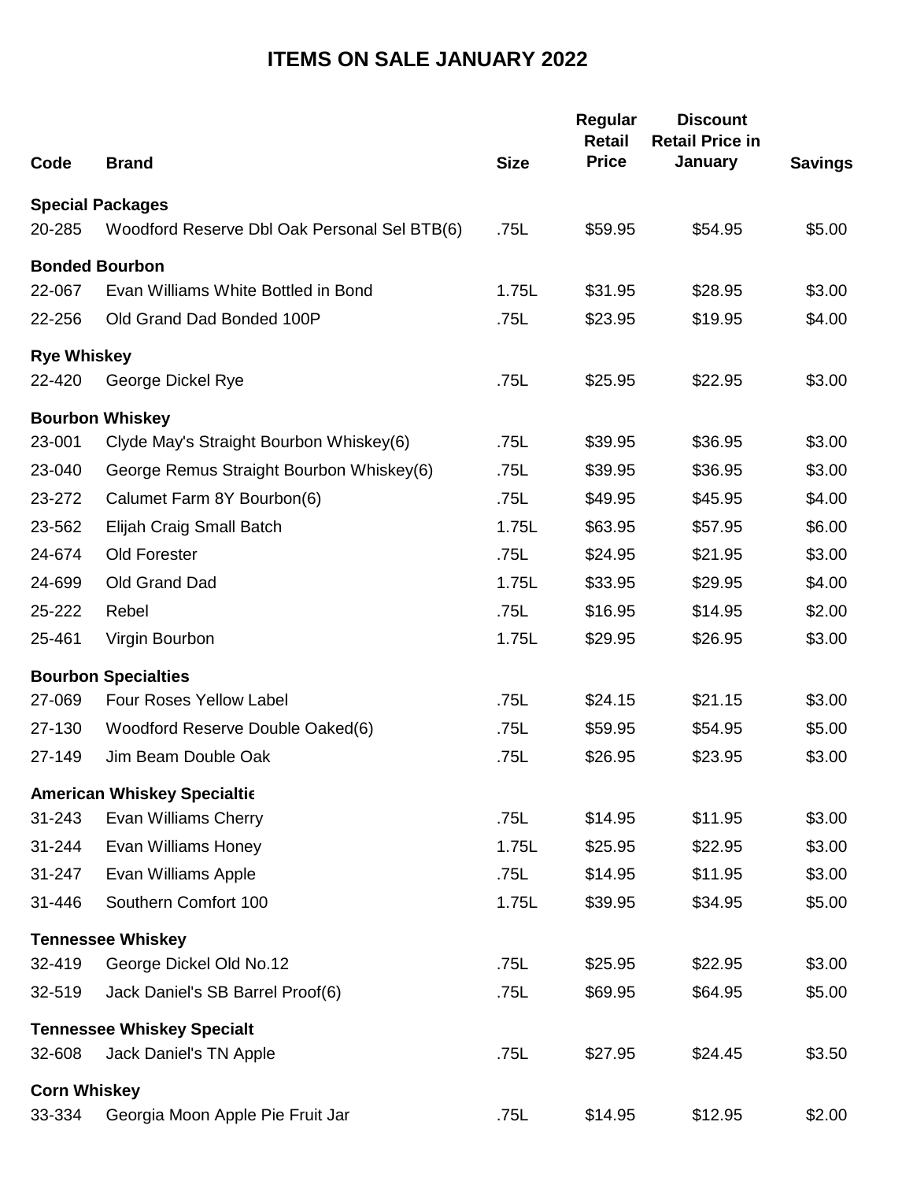# ITEMS ON SALE JANUARY 2022

| Code | Brand | Size | Regular Retail Price | Discount Retail Price in January | Savings |
|---|---|---|---|---|---|
| **Special Packages** | | | | | |
| 20-285 | Woodford Reserve Dbl Oak Personal Sel BTB(6) | .75L | $59.95 | $54.95 | $5.00 |
| **Bonded Bourbon** | | | | | |
| 22-067 | Evan Williams White Bottled in Bond | 1.75L | $31.95 | $28.95 | $3.00 |
| 22-256 | Old Grand Dad Bonded 100P | .75L | $23.95 | $19.95 | $4.00 |
| **Rye Whiskey** | | | | | |
| 22-420 | George Dickel Rye | .75L | $25.95 | $22.95 | $3.00 |
| **Bourbon Whiskey** | | | | | |
| 23-001 | Clyde May's Straight Bourbon Whiskey(6) | .75L | $39.95 | $36.95 | $3.00 |
| 23-040 | George Remus Straight Bourbon Whiskey(6) | .75L | $39.95 | $36.95 | $3.00 |
| 23-272 | Calumet Farm 8Y Bourbon(6) | .75L | $49.95 | $45.95 | $4.00 |
| 23-562 | Elijah Craig Small Batch | 1.75L | $63.95 | $57.95 | $6.00 |
| 24-674 | Old Forester | .75L | $24.95 | $21.95 | $3.00 |
| 24-699 | Old Grand Dad | 1.75L | $33.95 | $29.95 | $4.00 |
| 25-222 | Rebel | .75L | $16.95 | $14.95 | $2.00 |
| 25-461 | Virgin Bourbon | 1.75L | $29.95 | $26.95 | $3.00 |
| **Bourbon Specialties** | | | | | |
| 27-069 | Four Roses Yellow Label | .75L | $24.15 | $21.15 | $3.00 |
| 27-130 | Woodford Reserve Double Oaked(6) | .75L | $59.95 | $54.95 | $5.00 |
| 27-149 | Jim Beam Double Oak | .75L | $26.95 | $23.95 | $3.00 |
| **American Whiskey Specialtie** | | | | | |
| 31-243 | Evan Williams Cherry | .75L | $14.95 | $11.95 | $3.00 |
| 31-244 | Evan Williams Honey | 1.75L | $25.95 | $22.95 | $3.00 |
| 31-247 | Evan Williams Apple | .75L | $14.95 | $11.95 | $3.00 |
| 31-446 | Southern Comfort 100 | 1.75L | $39.95 | $34.95 | $5.00 |
| **Tennessee Whiskey** | | | | | |
| 32-419 | George Dickel Old No.12 | .75L | $25.95 | $22.95 | $3.00 |
| 32-519 | Jack Daniel's SB Barrel Proof(6) | .75L | $69.95 | $64.95 | $5.00 |
| **Tennessee Whiskey Specialt** | | | | | |
| 32-608 | Jack Daniel's TN Apple | .75L | $27.95 | $24.45 | $3.50 |
| **Corn Whiskey** | | | | | |
| 33-334 | Georgia Moon Apple Pie Fruit Jar | .75L | $14.95 | $12.95 | $2.00 |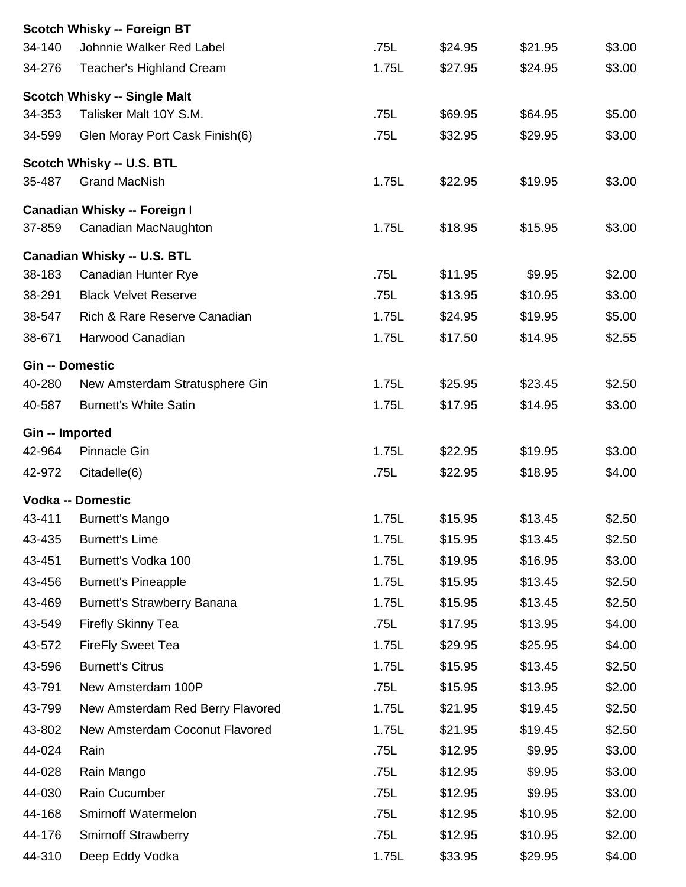**Scotch Whisky -- Foreign BT**

| | | | | | |
|---|---|---|---|---|---|
| 34-140 | Johnnie Walker Red Label | .75L | $24.95 | $21.95 | $3.00 |
| 34-276 | Teacher's Highland Cream | 1.75L | $27.95 | $24.95 | $3.00 |

**Scotch Whisky -- Single Malt**

| | | | | | |
|---|---|---|---|---|---|
| 34-353 | Talisker Malt 10Y S.M. | .75L | $69.95 | $64.95 | $5.00 |
| 34-599 | Glen Moray Port Cask Finish(6) | .75L | $32.95 | $29.95 | $3.00 |

**Scotch Whisky -- U.S. BTL**

| | | | | | |
|---|---|---|---|---|---|
| 35-487 | Grand MacNish | 1.75L | $22.95 | $19.95 | $3.00 |

**Canadian Whisky -- Foreign I**

| | | | | | |
|---|---|---|---|---|---|
| 37-859 | Canadian MacNaughton | 1.75L | $18.95 | $15.95 | $3.00 |

**Canadian Whisky -- U.S. BTL**

| | | | | | |
|---|---|---|---|---|---|
| 38-183 | Canadian Hunter Rye | .75L | $11.95 | $9.95 | $2.00 |
| 38-291 | Black Velvet Reserve | .75L | $13.95 | $10.95 | $3.00 |
| 38-547 | Rich & Rare Reserve Canadian | 1.75L | $24.95 | $19.95 | $5.00 |
| 38-671 | Harwood Canadian | 1.75L | $17.50 | $14.95 | $2.55 |

**Gin -- Domestic**

| | | | | | |
|---|---|---|---|---|---|
| 40-280 | New Amsterdam Stratusphere Gin | 1.75L | $25.95 | $23.45 | $2.50 |
| 40-587 | Burnett's White Satin | 1.75L | $17.95 | $14.95 | $3.00 |

**Gin -- Imported**

| | | | | | |
|---|---|---|---|---|---|
| 42-964 | Pinnacle Gin | 1.75L | $22.95 | $19.95 | $3.00 |
| 42-972 | Citadelle(6) | .75L | $22.95 | $18.95 | $4.00 |

**Vodka -- Domestic**

| | | | | | |
|---|---|---|---|---|---|
| 43-411 | Burnett's Mango | 1.75L | $15.95 | $13.45 | $2.50 |
| 43-435 | Burnett's Lime | 1.75L | $15.95 | $13.45 | $2.50 |
| 43-451 | Burnett's Vodka 100 | 1.75L | $19.95 | $16.95 | $3.00 |
| 43-456 | Burnett's Pineapple | 1.75L | $15.95 | $13.45 | $2.50 |
| 43-469 | Burnett's Strawberry Banana | 1.75L | $15.95 | $13.45 | $2.50 |
| 43-549 | Firefly Skinny Tea | .75L | $17.95 | $13.95 | $4.00 |
| 43-572 | FireFly Sweet Tea | 1.75L | $29.95 | $25.95 | $4.00 |
| 43-596 | Burnett's Citrus | 1.75L | $15.95 | $13.45 | $2.50 |
| 43-791 | New Amsterdam 100P | .75L | $15.95 | $13.95 | $2.00 |
| 43-799 | New Amsterdam Red Berry Flavored | 1.75L | $21.95 | $19.45 | $2.50 |
| 43-802 | New Amsterdam Coconut Flavored | 1.75L | $21.95 | $19.45 | $2.50 |
| 44-024 | Rain | .75L | $12.95 | $9.95 | $3.00 |
| 44-028 | Rain Mango | .75L | $12.95 | $9.95 | $3.00 |
| 44-030 | Rain Cucumber | .75L | $12.95 | $9.95 | $3.00 |
| 44-168 | Smirnoff Watermelon | .75L | $12.95 | $10.95 | $2.00 |
| 44-176 | Smirnoff Strawberry | .75L | $12.95 | $10.95 | $2.00 |
| 44-310 | Deep Eddy Vodka | 1.75L | $33.95 | $29.95 | $4.00 |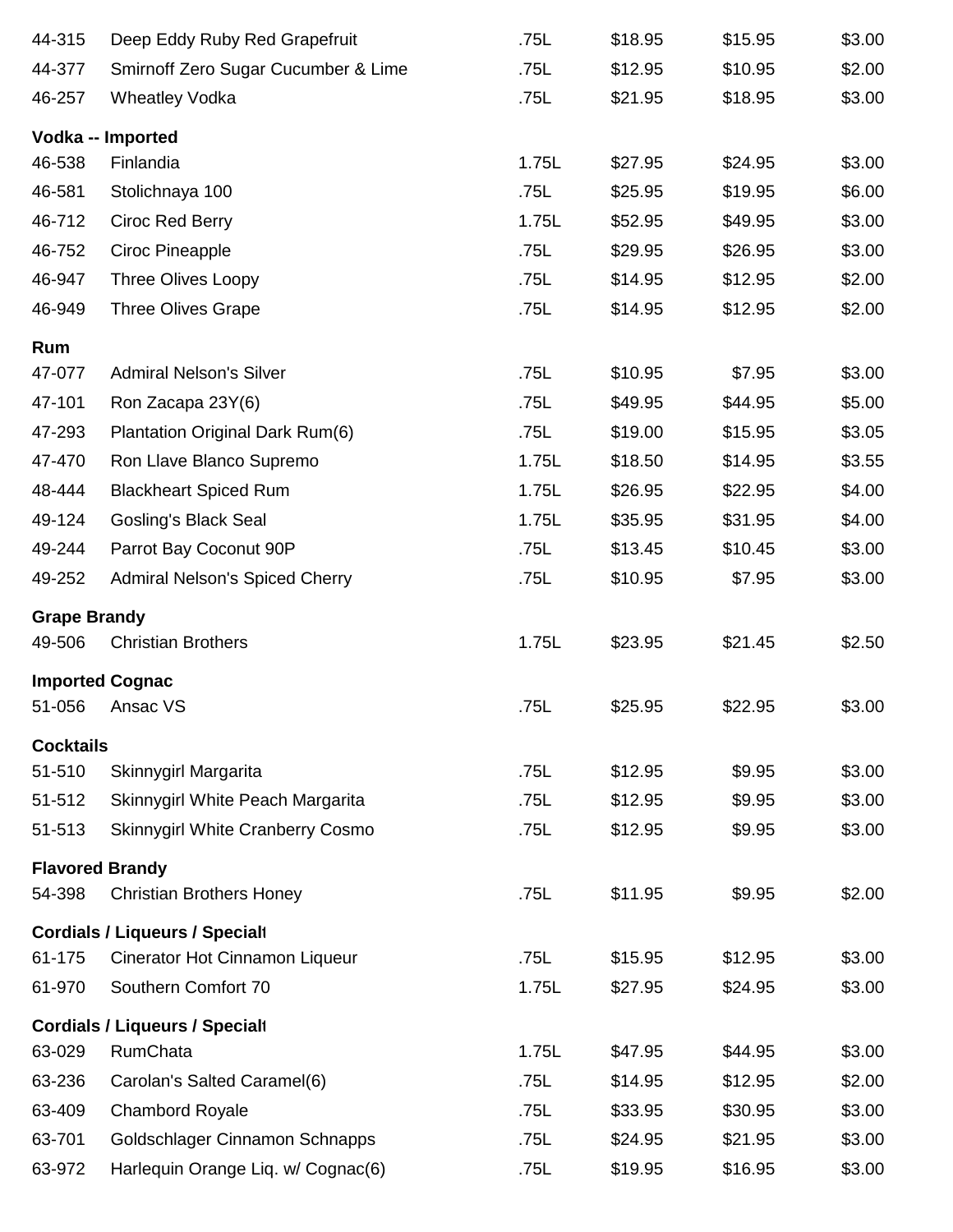| | | | | | |
|---|---|---|---|---|---|
| 44-315 | Deep Eddy Ruby Red Grapefruit | .75L | $18.95 | $15.95 | $3.00 |
| 44-377 | Smirnoff Zero Sugar Cucumber & Lime | .75L | $12.95 | $10.95 | $2.00 |
| 46-257 | Wheatley Vodka | .75L | $21.95 | $18.95 | $3.00 |
| **Vodka -- Imported** | | | | | |
| 46-538 | Finlandia | 1.75L | $27.95 | $24.95 | $3.00 |
| 46-581 | Stolichnaya 100 | .75L | $25.95 | $19.95 | $6.00 |
| 46-712 | Ciroc Red Berry | 1.75L | $52.95 | $49.95 | $3.00 |
| 46-752 | Ciroc Pineapple | .75L | $29.95 | $26.95 | $3.00 |
| 46-947 | Three Olives Loopy | .75L | $14.95 | $12.95 | $2.00 |
| 46-949 | Three Olives Grape | .75L | $14.95 | $12.95 | $2.00 |
| **Rum** | | | | | |
| 47-077 | Admiral Nelson's Silver | .75L | $10.95 | $7.95 | $3.00 |
| 47-101 | Ron Zacapa 23Y(6) | .75L | $49.95 | $44.95 | $5.00 |
| 47-293 | Plantation Original Dark Rum(6) | .75L | $19.00 | $15.95 | $3.05 |
| 47-470 | Ron Llave Blanco Supremo | 1.75L | $18.50 | $14.95 | $3.55 |
| 48-444 | Blackheart Spiced Rum | 1.75L | $26.95 | $22.95 | $4.00 |
| 49-124 | Gosling's Black Seal | 1.75L | $35.95 | $31.95 | $4.00 |
| 49-244 | Parrot Bay Coconut 90P | .75L | $13.45 | $10.45 | $3.00 |
| 49-252 | Admiral Nelson's Spiced Cherry | .75L | $10.95 | $7.95 | $3.00 |
| **Grape Brandy** | | | | | |
| 49-506 | Christian Brothers | 1.75L | $23.95 | $21.45 | $2.50 |
| **Imported Cognac** | | | | | |
| 51-056 | Ansac VS | .75L | $25.95 | $22.95 | $3.00 |
| **Cocktails** | | | | | |
| 51-510 | Skinnygirl Margarita | .75L | $12.95 | $9.95 | $3.00 |
| 51-512 | Skinnygirl White Peach Margarita | .75L | $12.95 | $9.95 | $3.00 |
| 51-513 | Skinnygirl White Cranberry Cosmo | .75L | $12.95 | $9.95 | $3.00 |
| **Flavored Brandy** | | | | | |
| 54-398 | Christian Brothers Honey | .75L | $11.95 | $9.95 | $2.00 |
| **Cordials / Liqueurs / Specialt** | | | | | |
| 61-175 | Cinerator Hot Cinnamon Liqueur | .75L | $15.95 | $12.95 | $3.00 |
| 61-970 | Southern Comfort 70 | 1.75L | $27.95 | $24.95 | $3.00 |
| **Cordials / Liqueurs / Specialt** | | | | | |
| 63-029 | RumChata | 1.75L | $47.95 | $44.95 | $3.00 |
| 63-236 | Carolan's Salted Caramel(6) | .75L | $14.95 | $12.95 | $2.00 |
| 63-409 | Chambord Royale | .75L | $33.95 | $30.95 | $3.00 |
| 63-701 | Goldschlager Cinnamon Schnapps | .75L | $24.95 | $21.95 | $3.00 |
| 63-972 | Harlequin Orange Liq. w/ Cognac(6) | .75L | $19.95 | $16.95 | $3.00 |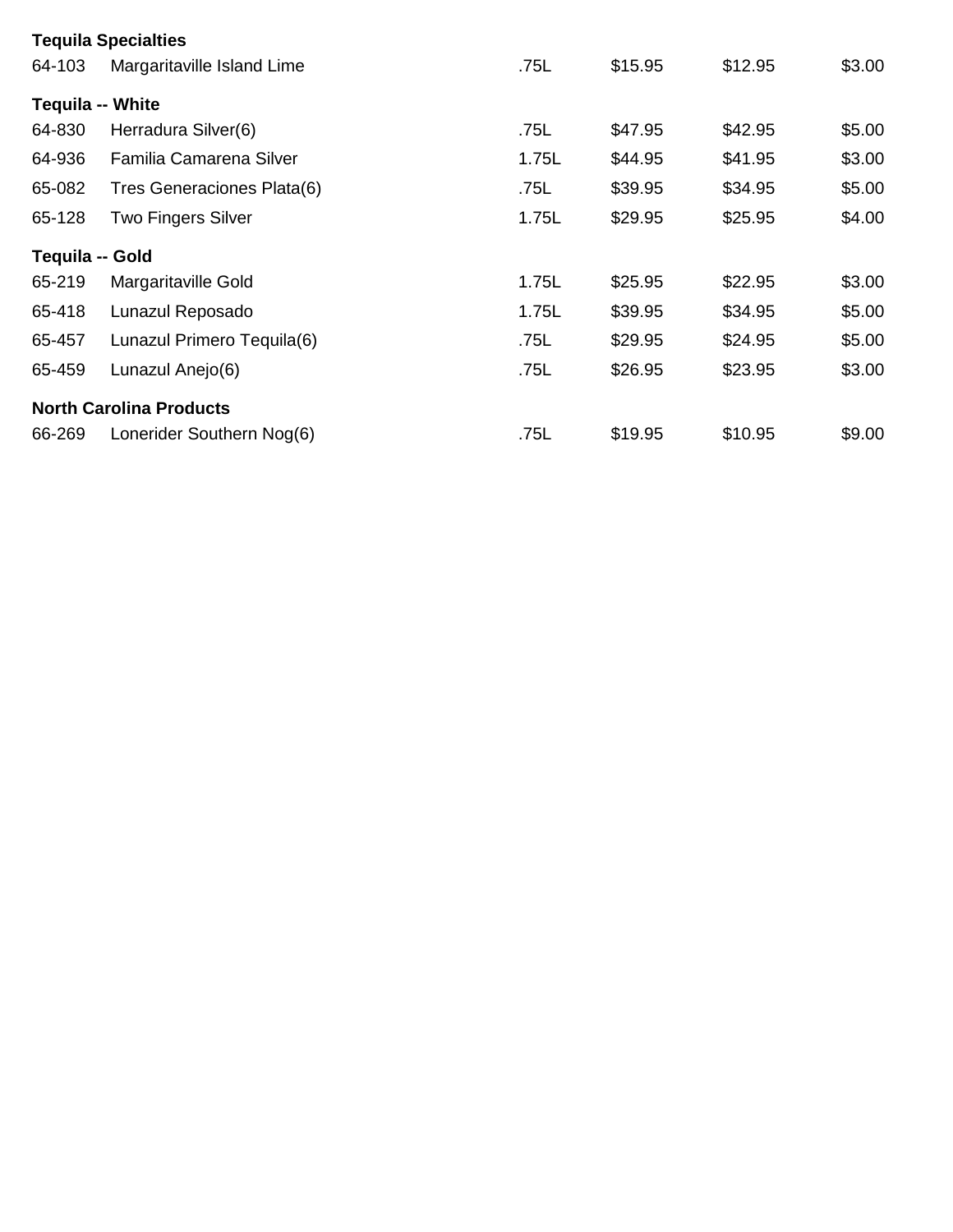| | | | | | |
|---|---|---|---|---|---|
| **Tequila Specialties** | | | | | |
| 64-103 | Margaritaville Island Lime | .75L | $15.95 | $12.95 | $3.00 |
| **Tequila -- White** | | | | | |
| 64-830 | Herradura Silver(6) | .75L | $47.95 | $42.95 | $5.00 |
| 64-936 | Familia Camarena Silver | 1.75L | $44.95 | $41.95 | $3.00 |
| 65-082 | Tres Generaciones Plata(6) | .75L | $39.95 | $34.95 | $5.00 |
| 65-128 | Two Fingers Silver | 1.75L | $29.95 | $25.95 | $4.00 |
| **Tequila -- Gold** | | | | | |
| 65-219 | Margaritaville Gold | 1.75L | $25.95 | $22.95 | $3.00 |
| 65-418 | Lunazul Reposado | 1.75L | $39.95 | $34.95 | $5.00 |
| 65-457 | Lunazul Primero Tequila(6) | .75L | $29.95 | $24.95 | $5.00 |
| 65-459 | Lunazul Anejo(6) | .75L | $26.95 | $23.95 | $3.00 |
| **North Carolina Products** | | | | | |
| 66-269 | Lonerider Southern Nog(6) | .75L | $19.95 | $10.95 | $9.00 |